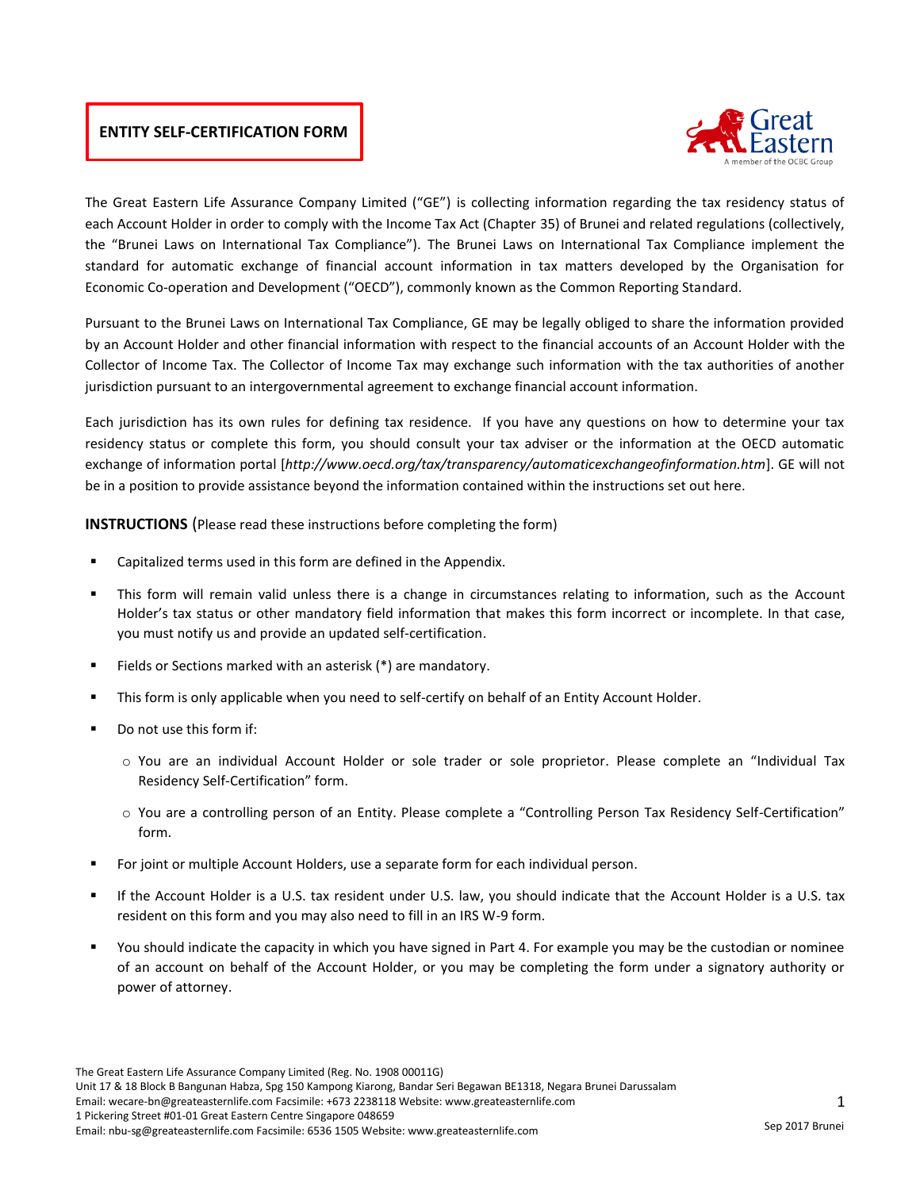# ENTITY SELF-CERTIFICATION FORM

The Great Eastern Life Assurance Company Limited ("GE") is collecting information regarding the tax residency status of each Account Holder in order to comply with the Income Tax Act (Chapter 35) of Brunei and related regulations (collectively, the "Brunei Laws on International Tax Compliance"). The Brunei Laws on International Tax Compliance implement the standard for automatic exchange of financial account information in tax matters developed by the Organisation for Economic Co-operation and Development ("OECD"), commonly known as the Common Reporting Standard.

Pursuant to the Brunei Laws on International Tax Compliance, GE may be legally obliged to share the information provided by an Account Holder and other financial information with respect to the financial accounts of an Account Holder with the Collector of Income Tax. The Collector of Income Tax may exchange such information with the tax authorities of another jurisdiction pursuant to an intergovernmental agreement to exchange financial account information.

Each jurisdiction has its own rules for defining tax residence. If you have any questions on how to determine your tax residency status or complete this form, you should consult your tax adviser or the information at the OECD automatic exchange of information portal [*http://www.oecd.org/tax/transparency/automaticexchangeofinformation.htm*]. GE will not be in a position to provide assistance beyond the information contained within the instructions set out here.

**INSTRUCTIONS** (Please read these instructions before completing the form)

- Capitalized terms used in this form are defined in the Appendix.
- This form will remain valid unless there is a change in circumstances relating to information, such as the Account Holder's tax status or other mandatory field information that makes this form incorrect or incomplete. In that case, you must notify us and provide an updated self-certification.
- Fields or Sections marked with an asterisk (*) are mandatory.
- This form is only applicable when you need to self-certify on behalf of an Entity Account Holder.
- Do not use this form if:
  - You are an individual Account Holder or sole trader or sole proprietor. Please complete an "Individual Tax Residency Self-Certification" form.
  - You are a controlling person of an Entity. Please complete a "Controlling Person Tax Residency Self-Certification" form.
- For joint or multiple Account Holders, use a separate form for each individual person.
- If the Account Holder is a U.S. tax resident under U.S. law, you should indicate that the Account Holder is a U.S. tax resident on this form and you may also need to fill in an IRS W-9 form.
- You should indicate the capacity in which you have signed in Part 4. For example you may be the custodian or nominee of an account on behalf of the Account Holder, or you may be completing the form under a signatory authority or power of attorney.

The Great Eastern Life Assurance Company Limited (Reg. No. 1908 00011G)
Unit 17 & 18 Block B Bangunan Habza, Spg 150 Kampong Kiarong, Bandar Seri Begawan BE1318, Negara Brunei Darussalam
Email: wecare-bn@greateasternlife.com Facsimile: +673 2238118 Website: www.greateasternlife.com
1 Pickering Street #01-01 Great Eastern Centre Singapore 048659
Email: nbu-sg@greateasternlife.com Facsimile: 6536 1505 Website: www.greateasternlife.com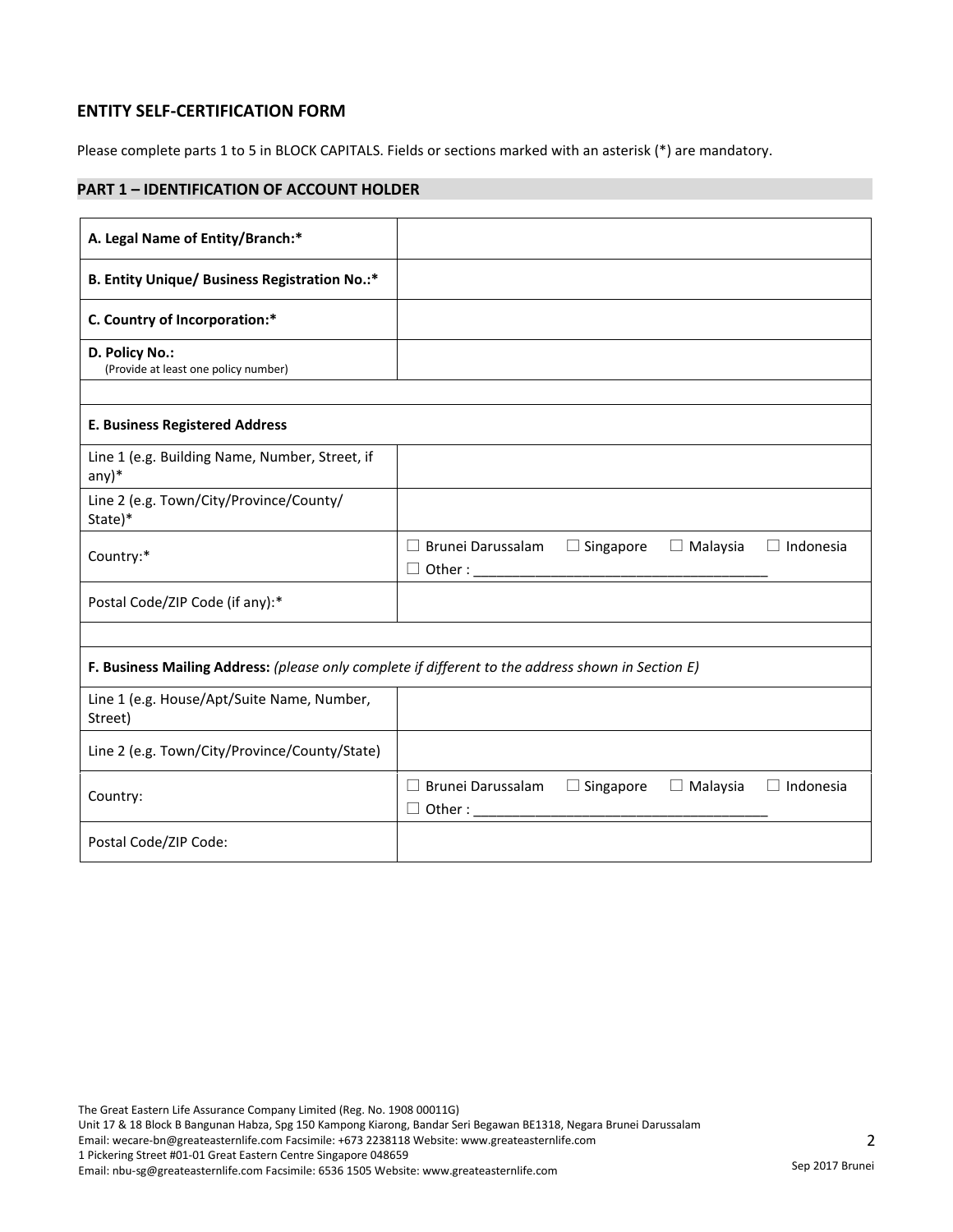## ENTITY SELF-CERTIFICATION FORM

Please complete parts 1 to 5 in BLOCK CAPITALS. Fields or sections marked with an asterisk (*) are mandatory.

### PART 1 – IDENTIFICATION OF ACCOUNT HOLDER

| | |
|---|---|
| **A. Legal Name of Entity/Branch:*** | |
| **B. Entity Unique/ Business Registration No.:*** | |
| **C. Country of Incorporation:*** | |
| **D. Policy No.:** (Provide at least one policy number) | |
| | |
| **E. Business Registered Address** | |
| Line 1 (e.g. Building Name, Number, Street, if any)* | |
| Line 2 (e.g. Town/City/Province/County/ State)* | |
| Country:* | ☐ Brunei Darussalam ☐ Singapore ☐ Malaysia ☐ Indonesia ☐ Other : ____________________ |
| Postal Code/ZIP Code (if any):* | |
| | |
| **F. Business Mailing Address:** *(please only complete if different to the address shown in Section E)* | |
| Line 1 (e.g. House/Apt/Suite Name, Number, Street) | |
| Line 2 (e.g. Town/City/Province/County/State) | |
| Country: | ☐ Brunei Darussalam ☐ Singapore ☐ Malaysia ☐ Indonesia ☐ Other : ____________________ |
| Postal Code/ZIP Code: | |

The Great Eastern Life Assurance Company Limited (Reg. No. 1908 00011G)
Unit 17 & 18 Block B Bangunan Habza, Spg 150 Kampong Kiarong, Bandar Seri Begawan BE1318, Negara Brunei Darussalam
Email: wecare-bn@greateasternlife.com Facsimile: +673 2238118 Website: www.greateasternlife.com
1 Pickering Street #01-01 Great Eastern Centre Singapore 048659
Email: nbu-sg@greateasternlife.com Facsimile: 6536 1505 Website: www.greateasternlife.com

Sep 2017 Brunei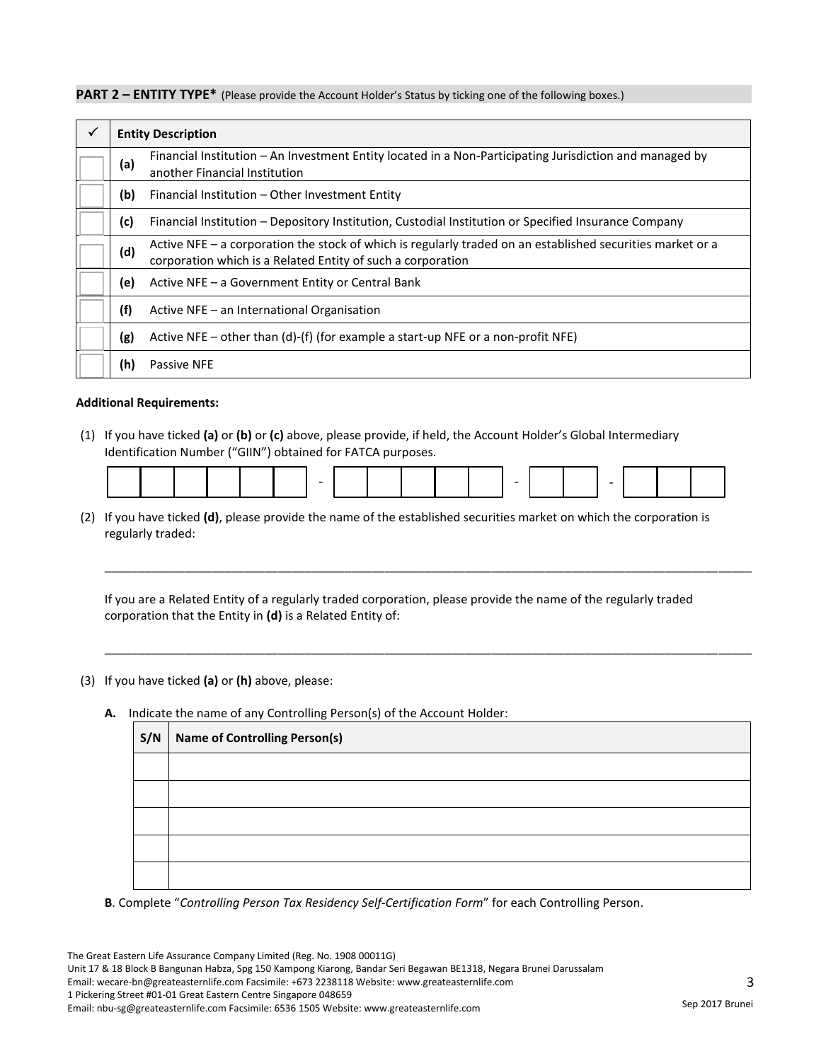**PART 2 – ENTITY TYPE*** (Please provide the Account Holder's Status by ticking one of the following boxes.)

| ✓ | | Entity Description |
|---|---|---|
| ☐ | **(a)** | Financial Institution – An Investment Entity located in a Non-Participating Jurisdiction and managed by another Financial Institution |
| ☐ | **(b)** | Financial Institution – Other Investment Entity |
| ☐ | **(c)** | Financial Institution – Depository Institution, Custodial Institution or Specified Insurance Company |
| ☐ | **(d)** | Active NFE – a corporation the stock of which is regularly traded on an established securities market or a corporation which is a Related Entity of such a corporation |
| ☐ | **(e)** | Active NFE – a Government Entity or Central Bank |
| ☐ | **(f)** | Active NFE – an International Organisation |
| ☐ | **(g)** | Active NFE – other than (d)-(f) (for example a start-up NFE or a non-profit NFE) |
| ☐ | **(h)** | Passive NFE |

**Additional Requirements:**

(1) If you have ticked **(a)** or **(b)** or **(c)** above, please provide, if held, the Account Holder's Global Intermediary Identification Number ("GIIN") obtained for FATCA purposes.

☐☐☐☐☐☐ - ☐☐☐☐☐ - ☐☐ - ☐☐☐

(2) If you have ticked **(d)**, please provide the name of the established securities market on which the corporation is regularly traded:

\_\_\_\_\_\_\_\_\_\_\_\_\_\_\_\_\_\_\_\_\_\_\_\_\_\_\_\_\_\_\_\_\_\_\_\_\_\_\_\_\_\_\_\_\_\_\_\_\_\_\_\_\_\_\_\_\_\_\_\_

If you are a Related Entity of a regularly traded corporation, please provide the name of the regularly traded corporation that the Entity in **(d)** is a Related Entity of:

\_\_\_\_\_\_\_\_\_\_\_\_\_\_\_\_\_\_\_\_\_\_\_\_\_\_\_\_\_\_\_\_\_\_\_\_\_\_\_\_\_\_\_\_\_\_\_\_\_\_\_\_\_\_\_\_\_\_\_\_

(3) If you have ticked **(a)** or **(h)** above, please:

**A.** Indicate the name of any Controlling Person(s) of the Account Holder:

| S/N | Name of Controlling Person(s) |
|---|---|
| | |
| | |
| | |
| | |
| | |

**B**. Complete "*Controlling Person Tax Residency Self-Certification Form*" for each Controlling Person.

The Great Eastern Life Assurance Company Limited (Reg. No. 1908 00011G)
Unit 17 & 18 Block B Bangunan Habza, Spg 150 Kampong Kiarong, Bandar Seri Begawan BE1318, Negara Brunei Darussalam
Email: wecare-bn@greateasternlife.com Facsimile: +673 2238118 Website: www.greateasternlife.com
1 Pickering Street #01-01 Great Eastern Centre Singapore 048659
Email: nbu-sg@greateasternlife.com Facsimile: 6536 1505 Website: www.greateasternlife.com

Sep 2017 Brunei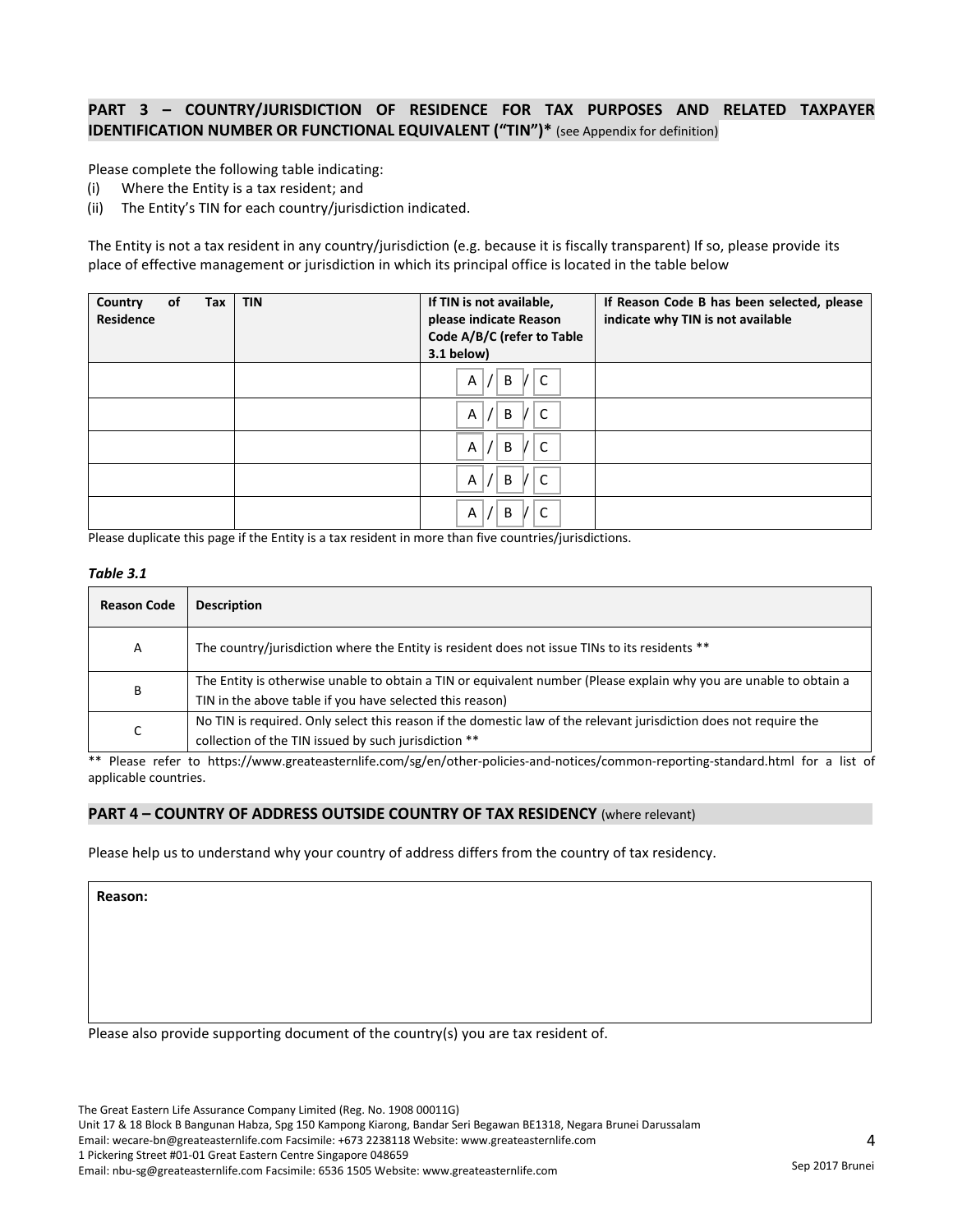## PART 3 – COUNTRY/JURISDICTION OF RESIDENCE FOR TAX PURPOSES AND RELATED TAXPAYER IDENTIFICATION NUMBER OR FUNCTIONAL EQUIVALENT ("TIN")* (see Appendix for definition)

Please complete the following table indicating:

(i) Where the Entity is a tax resident; and
(ii) The Entity's TIN for each country/jurisdiction indicated.

The Entity is not a tax resident in any country/jurisdiction (e.g. because it is fiscally transparent) If so, please provide its place of effective management or jurisdiction in which its principal office is located in the table below

| Country of Tax Residence | TIN | If TIN is not available, please indicate Reason Code A/B/C (refer to Table 3.1 below) | If Reason Code B has been selected, please indicate why TIN is not available |
|---|---|---|---|
| | | A / B / C | |
| | | A / B / C | |
| | | A / B / C | |
| | | A / B / C | |
| | | A / B / C | |

Please duplicate this page if the Entity is a tax resident in more than five countries/jurisdictions.

***Table 3.1***

| Reason Code | Description |
|---|---|
| A | The country/jurisdiction where the Entity is resident does not issue TINs to its residents ** |
| B | The Entity is otherwise unable to obtain a TIN or equivalent number (Please explain why you are unable to obtain a TIN in the above table if you have selected this reason) |
| C | No TIN is required. Only select this reason if the domestic law of the relevant jurisdiction does not require the collection of the TIN issued by such jurisdiction ** |

** Please refer to https://www.greateasternlife.com/sg/en/other-policies-and-notices/common-reporting-standard.html for a list of applicable countries.

## PART 4 – COUNTRY OF ADDRESS OUTSIDE COUNTRY OF TAX RESIDENCY (where relevant)

Please help us to understand why your country of address differs from the country of tax residency.

| Reason: |
|---|
| |

Please also provide supporting document of the country(s) you are tax resident of.

The Great Eastern Life Assurance Company Limited (Reg. No. 1908 00011G)
Unit 17 & 18 Block B Bangunan Habza, Spg 150 Kampong Kiarong, Bandar Seri Begawan BE1318, Negara Brunei Darussalam
Email: wecare-bn@greateasternlife.com Facsimile: +673 2238118 Website: www.greateasternlife.com
1 Pickering Street #01-01 Great Eastern Centre Singapore 048659
Email: nbu-sg@greateasternlife.com Facsimile: 6536 1505 Website: www.greateasternlife.com

Sep 2017 Brunei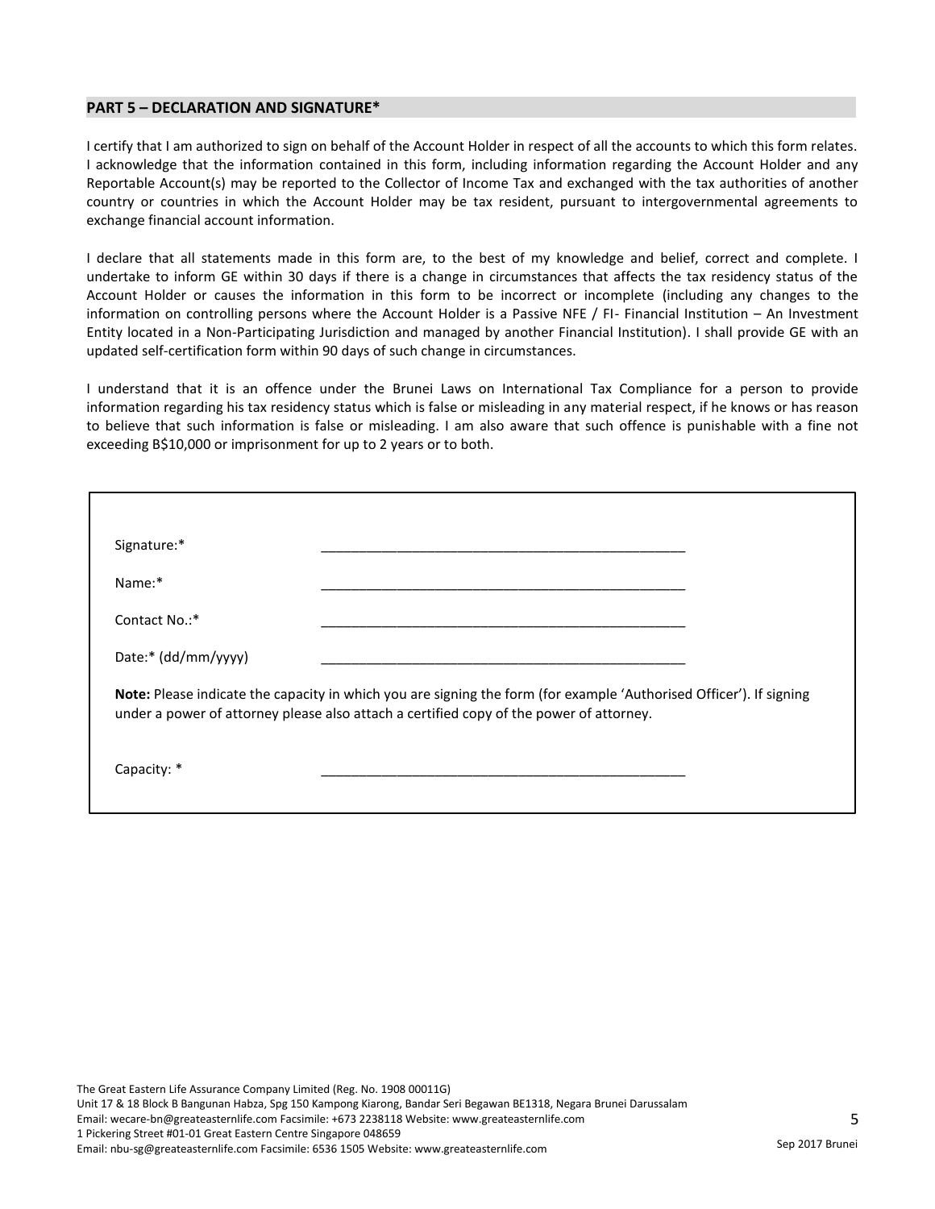## PART 5 – DECLARATION AND SIGNATURE*

I certify that I am authorized to sign on behalf of the Account Holder in respect of all the accounts to which this form relates. I acknowledge that the information contained in this form, including information regarding the Account Holder and any Reportable Account(s) may be reported to the Collector of Income Tax and exchanged with the tax authorities of another country or countries in which the Account Holder may be tax resident, pursuant to intergovernmental agreements to exchange financial account information.

I declare that all statements made in this form are, to the best of my knowledge and belief, correct and complete. I undertake to inform GE within 30 days if there is a change in circumstances that affects the tax residency status of the Account Holder or causes the information in this form to be incorrect or incomplete (including any changes to the information on controlling persons where the Account Holder is a Passive NFE / FI- Financial Institution – An Investment Entity located in a Non-Participating Jurisdiction and managed by another Financial Institution). I shall provide GE with an updated self-certification form within 90 days of such change in circumstances.

I understand that it is an offence under the Brunei Laws on International Tax Compliance for a person to provide information regarding his tax residency status which is false or misleading in any material respect, if he knows or has reason to believe that such information is false or misleading. I am also aware that such offence is punishable with a fine not exceeding B$10,000 or imprisonment for up to 2 years or to both.

Signature:* ________________________________________________

Name:* ________________________________________________

Contact No.:* ________________________________________________

Date:* (dd/mm/yyyy) ________________________________________________

**Note:** Please indicate the capacity in which you are signing the form (for example 'Authorised Officer'). If signing under a power of attorney please also attach a certified copy of the power of attorney.

Capacity: * ________________________________________________

The Great Eastern Life Assurance Company Limited (Reg. No. 1908 00011G)
Unit 17 & 18 Block B Bangunan Habza, Spg 150 Kampong Kiarong, Bandar Seri Begawan BE1318, Negara Brunei Darussalam
Email: wecare-bn@greateasternlife.com Facsimile: +673 2238118 Website: www.greateasternlife.com
1 Pickering Street #01-01 Great Eastern Centre Singapore 048659
Email: nbu-sg@greateasternlife.com Facsimile: 6536 1505 Website: www.greateasternlife.com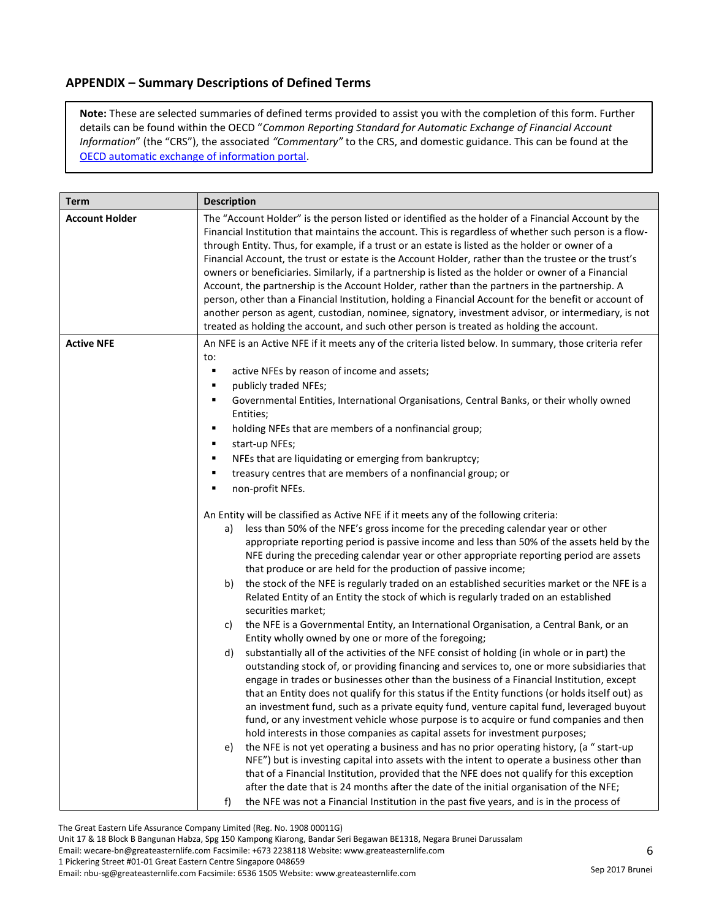## APPENDIX – Summary Descriptions of Defined Terms

**Note:** These are selected summaries of defined terms provided to assist you with the completion of this form. Further details can be found within the OECD "*Common Reporting Standard for Automatic Exchange of Financial Account Information*" (the "CRS"), the associated *"Commentary"* to the CRS, and domestic guidance. This can be found at the [OECD automatic exchange of information portal](#).

| Term | Description |
|---|---|
| **Account Holder** | The "Account Holder" is the person listed or identified as the holder of a Financial Account by the Financial Institution that maintains the account. This is regardless of whether such person is a flow-through Entity. Thus, for example, if a trust or an estate is listed as the holder or owner of a Financial Account, the trust or estate is the Account Holder, rather than the trustee or the trust's owners or beneficiaries. Similarly, if a partnership is listed as the holder or owner of a Financial Account, the partnership is the Account Holder, rather than the partners in the partnership. A person, other than a Financial Institution, holding a Financial Account for the benefit or account of another person as agent, custodian, nominee, signatory, investment advisor, or intermediary, is not treated as holding the account, and such other person is treated as holding the account. |
| **Active NFE** | An NFE is an Active NFE if it meets any of the criteria listed below. In summary, those criteria refer to:<br>▪ active NFEs by reason of income and assets;<br>▪ publicly traded NFEs;<br>▪ Governmental Entities, International Organisations, Central Banks, or their wholly owned Entities;<br>▪ holding NFEs that are members of a nonfinancial group;<br>▪ start-up NFEs;<br>▪ NFEs that are liquidating or emerging from bankruptcy;<br>▪ treasury centres that are members of a nonfinancial group; or<br>▪ non-profit NFEs.<br><br>An Entity will be classified as Active NFE if it meets any of the following criteria:<br>a) less than 50% of the NFE's gross income for the preceding calendar year or other appropriate reporting period is passive income and less than 50% of the assets held by the NFE during the preceding calendar year or other appropriate reporting period are assets that produce or are held for the production of passive income;<br>b) the stock of the NFE is regularly traded on an established securities market or the NFE is a Related Entity of an Entity the stock of which is regularly traded on an established securities market;<br>c) the NFE is a Governmental Entity, an International Organisation, a Central Bank, or an Entity wholly owned by one or more of the foregoing;<br>d) substantially all of the activities of the NFE consist of holding (in whole or in part) the outstanding stock of, or providing financing and services to, one or more subsidiaries that engage in trades or businesses other than the business of a Financial Institution, except that an Entity does not qualify for this status if the Entity functions (or holds itself out) as an investment fund, such as a private equity fund, venture capital fund, leveraged buyout fund, or any investment vehicle whose purpose is to acquire or fund companies and then hold interests in those companies as capital assets for investment purposes;<br>e) the NFE is not yet operating a business and has no prior operating history, (a " start-up NFE") but is investing capital into assets with the intent to operate a business other than that of a Financial Institution, provided that the NFE does not qualify for this exception after the date that is 24 months after the date of the initial organisation of the NFE;<br>f) the NFE was not a Financial Institution in the past five years, and is in the process of |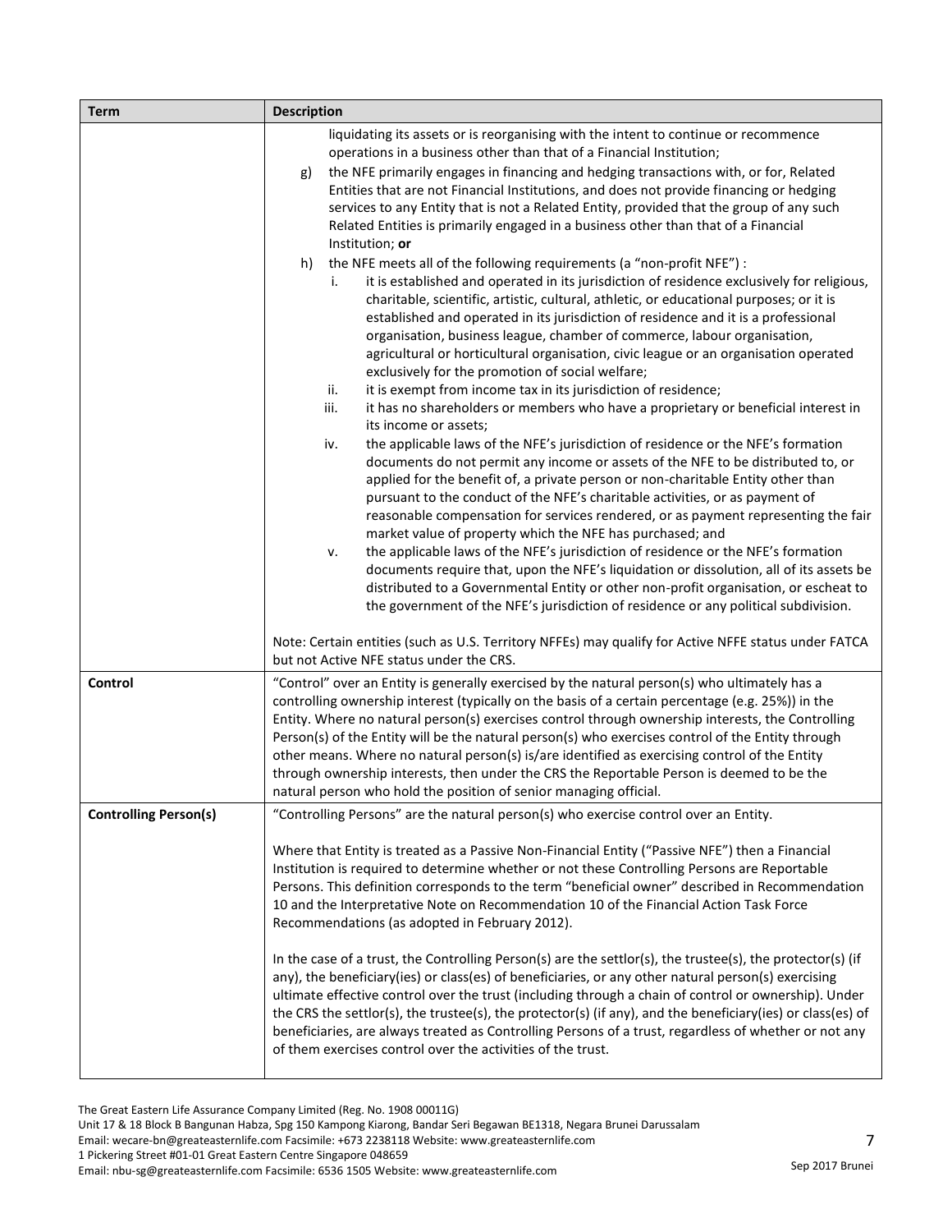| Term | Description |
| --- | --- |
| | liquidating its assets or is reorganising with the intent to continue or recommence operations in a business other than that of a Financial Institution;<br>g) the NFE primarily engages in financing and hedging transactions with, or for, Related Entities that are not Financial Institutions, and does not provide financing or hedging services to any Entity that is not a Related Entity, provided that the group of any such Related Entities is primarily engaged in a business other than that of a Financial Institution; **or**<br>h) the NFE meets all of the following requirements (a "non-profit NFE") :<br>i. it is established and operated in its jurisdiction of residence exclusively for religious, charitable, scientific, artistic, cultural, athletic, or educational purposes; or it is established and operated in its jurisdiction of residence and it is a professional organisation, business league, chamber of commerce, labour organisation, agricultural or horticultural organisation, civic league or an organisation operated exclusively for the promotion of social welfare;<br>ii. it is exempt from income tax in its jurisdiction of residence;<br>iii. it has no shareholders or members who have a proprietary or beneficial interest in its income or assets;<br>iv. the applicable laws of the NFE's jurisdiction of residence or the NFE's formation documents do not permit any income or assets of the NFE to be distributed to, or applied for the benefit of, a private person or non-charitable Entity other than pursuant to the conduct of the NFE's charitable activities, or as payment of reasonable compensation for services rendered, or as payment representing the fair market value of property which the NFE has purchased; and<br>v. the applicable laws of the NFE's jurisdiction of residence or the NFE's formation documents require that, upon the NFE's liquidation or dissolution, all of its assets be distributed to a Governmental Entity or other non-profit organisation, or escheat to the government of the NFE's jurisdiction of residence or any political subdivision.<br><br>Note: Certain entities (such as U.S. Territory NFFEs) may qualify for Active NFFE status under FATCA but not Active NFE status under the CRS. |
| **Control** | "Control" over an Entity is generally exercised by the natural person(s) who ultimately has a controlling ownership interest (typically on the basis of a certain percentage (e.g. 25%)) in the Entity. Where no natural person(s) exercises control through ownership interests, the Controlling Person(s) of the Entity will be the natural person(s) who exercises control of the Entity through other means. Where no natural person(s) is/are identified as exercising control of the Entity through ownership interests, then under the CRS the Reportable Person is deemed to be the natural person who hold the position of senior managing official. |
| **Controlling Person(s)** | "Controlling Persons" are the natural person(s) who exercise control over an Entity.<br><br>Where that Entity is treated as a Passive Non-Financial Entity ("Passive NFE") then a Financial Institution is required to determine whether or not these Controlling Persons are Reportable Persons. This definition corresponds to the term "beneficial owner" described in Recommendation 10 and the Interpretative Note on Recommendation 10 of the Financial Action Task Force Recommendations (as adopted in February 2012).<br><br>In the case of a trust, the Controlling Person(s) are the settlor(s), the trustee(s), the protector(s) (if any), the beneficiary(ies) or class(es) of beneficiaries, or any other natural person(s) exercising ultimate effective control over the trust (including through a chain of control or ownership). Under the CRS the settlor(s), the trustee(s), the protector(s) (if any), and the beneficiary(ies) or class(es) of beneficiaries, are always treated as Controlling Persons of a trust, regardless of whether or not any of them exercises control over the activities of the trust. |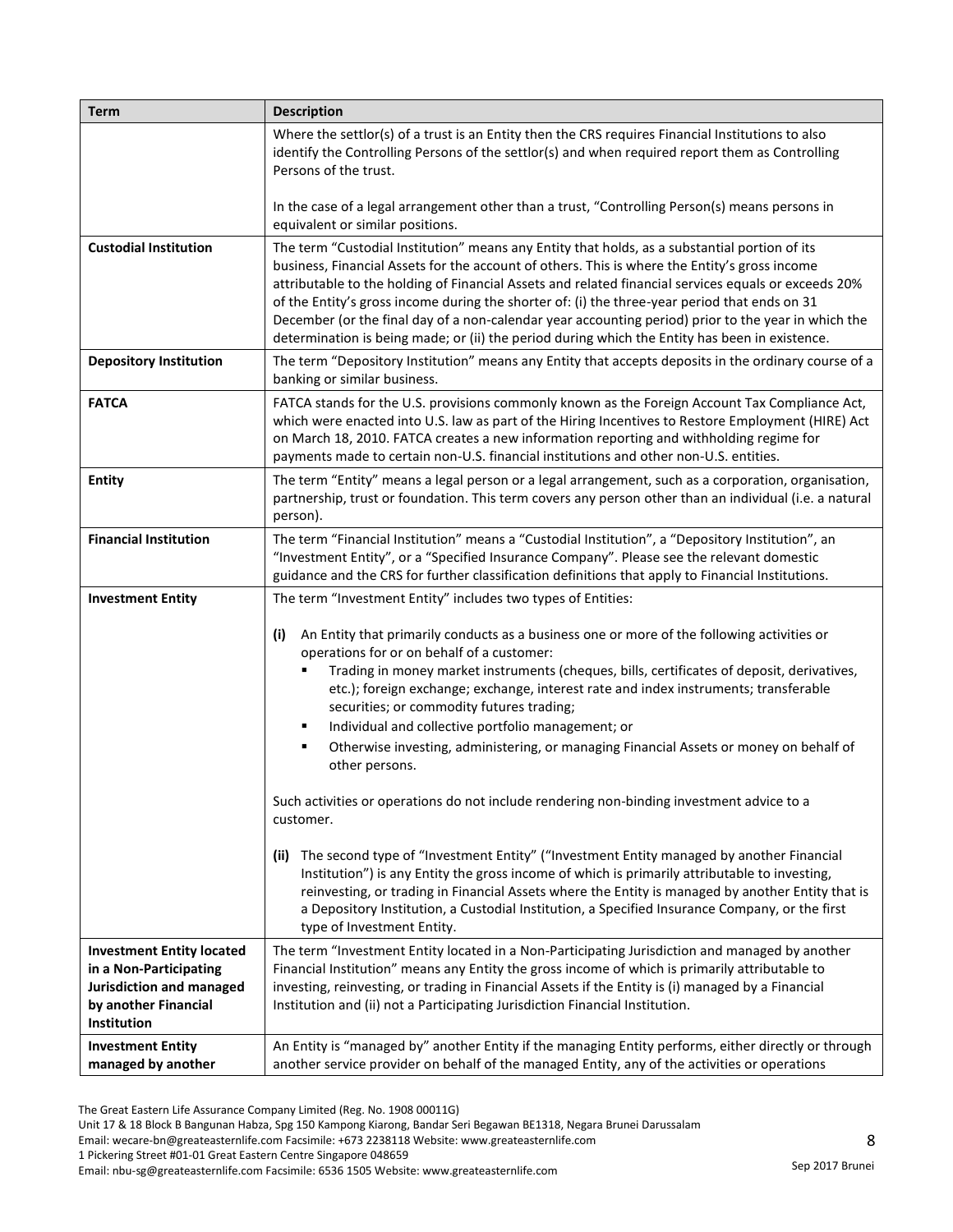| Term | Description |
| --- | --- |
| | Where the settlor(s) of a trust is an Entity then the CRS requires Financial Institutions to also identify the Controlling Persons of the settlor(s) and when required report them as Controlling Persons of the trust.<br><br>In the case of a legal arrangement other than a trust, "Controlling Person(s) means persons in equivalent or similar positions. |
| **Custodial Institution** | The term "Custodial Institution" means any Entity that holds, as a substantial portion of its business, Financial Assets for the account of others. This is where the Entity's gross income attributable to the holding of Financial Assets and related financial services equals or exceeds 20% of the Entity's gross income during the shorter of: (i) the three-year period that ends on 31 December (or the final day of a non-calendar year accounting period) prior to the year in which the determination is being made; or (ii) the period during which the Entity has been in existence. |
| **Depository Institution** | The term "Depository Institution" means any Entity that accepts deposits in the ordinary course of a banking or similar business. |
| **FATCA** | FATCA stands for the U.S. provisions commonly known as the Foreign Account Tax Compliance Act, which were enacted into U.S. law as part of the Hiring Incentives to Restore Employment (HIRE) Act on March 18, 2010. FATCA creates a new information reporting and withholding regime for payments made to certain non-U.S. financial institutions and other non-U.S. entities. |
| **Entity** | The term "Entity" means a legal person or a legal arrangement, such as a corporation, organisation, partnership, trust or foundation. This term covers any person other than an individual (i.e. a natural person). |
| **Financial Institution** | The term "Financial Institution" means a "Custodial Institution", a "Depository Institution", an "Investment Entity", or a "Specified Insurance Company". Please see the relevant domestic guidance and the CRS for further classification definitions that apply to Financial Institutions. |
| **Investment Entity** | The term "Investment Entity" includes two types of Entities:<br><br>**(i)** An Entity that primarily conducts as a business one or more of the following activities or operations for or on behalf of a customer:<br>▪ Trading in money market instruments (cheques, bills, certificates of deposit, derivatives, etc.); foreign exchange; exchange, interest rate and index instruments; transferable securities; or commodity futures trading;<br>▪ Individual and collective portfolio management; or<br>▪ Otherwise investing, administering, or managing Financial Assets or money on behalf of other persons.<br><br>Such activities or operations do not include rendering non-binding investment advice to a customer.<br><br>**(ii)** The second type of "Investment Entity" ("Investment Entity managed by another Financial Institution") is any Entity the gross income of which is primarily attributable to investing, reinvesting, or trading in Financial Assets where the Entity is managed by another Entity that is a Depository Institution, a Custodial Institution, a Specified Insurance Company, or the first type of Investment Entity. |
| **Investment Entity located in a Non-Participating Jurisdiction and managed by another Financial Institution** | The term "Investment Entity located in a Non-Participating Jurisdiction and managed by another Financial Institution" means any Entity the gross income of which is primarily attributable to investing, reinvesting, or trading in Financial Assets if the Entity is (i) managed by a Financial Institution and (ii) not a Participating Jurisdiction Financial Institution. |
| **Investment Entity managed by another** | An Entity is "managed by" another Entity if the managing Entity performs, either directly or through another service provider on behalf of the managed Entity, any of the activities or operations |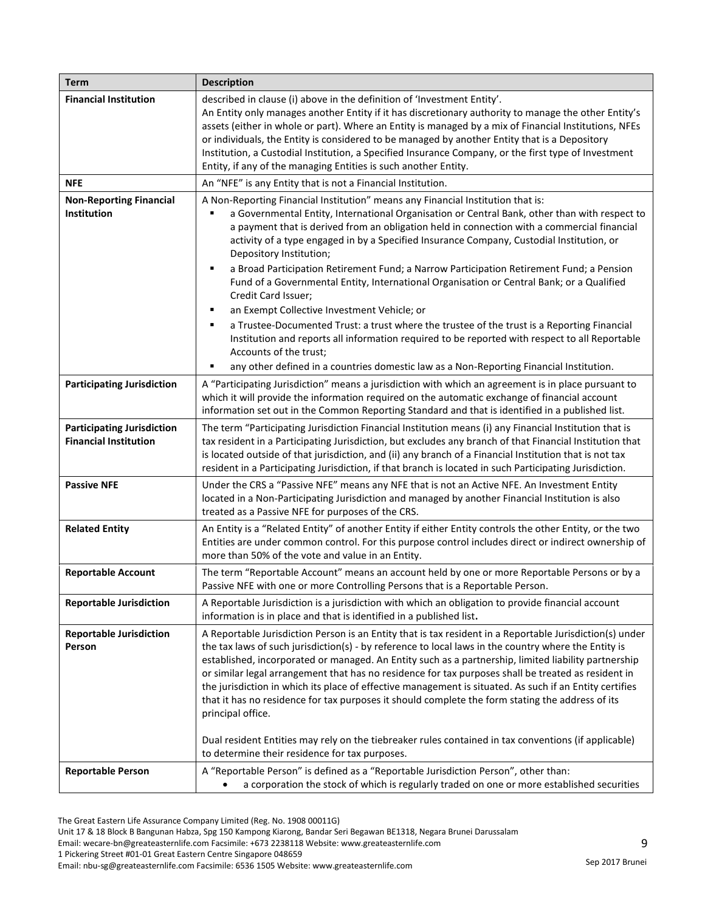| Term | Description |
| --- | --- |
| **Financial Institution** | described in clause (i) above in the definition of 'Investment Entity'.<br>An Entity only manages another Entity if it has discretionary authority to manage the other Entity's assets (either in whole or part). Where an Entity is managed by a mix of Financial Institutions, NFEs or individuals, the Entity is considered to be managed by another Entity that is a Depository Institution, a Custodial Institution, a Specified Insurance Company, or the first type of Investment Entity, if any of the managing Entities is such another Entity. |
| **NFE** | An "NFE" is any Entity that is not a Financial Institution. |
| **Non-Reporting Financial Institution** | A Non-Reporting Financial Institution" means any Financial Institution that is:<br>▪ a Governmental Entity, International Organisation or Central Bank, other than with respect to a payment that is derived from an obligation held in connection with a commercial financial activity of a type engaged in by a Specified Insurance Company, Custodial Institution, or Depository Institution;<br>▪ a Broad Participation Retirement Fund; a Narrow Participation Retirement Fund; a Pension Fund of a Governmental Entity, International Organisation or Central Bank; or a Qualified Credit Card Issuer;<br>▪ an Exempt Collective Investment Vehicle; or<br>▪ a Trustee-Documented Trust: a trust where the trustee of the trust is a Reporting Financial Institution and reports all information required to be reported with respect to all Reportable Accounts of the trust;<br>▪ any other defined in a countries domestic law as a Non-Reporting Financial Institution. |
| **Participating Jurisdiction** | A "Participating Jurisdiction" means a jurisdiction with which an agreement is in place pursuant to which it will provide the information required on the automatic exchange of financial account information set out in the Common Reporting Standard and that is identified in a published list. |
| **Participating Jurisdiction Financial Institution** | The term "Participating Jurisdiction Financial Institution means (i) any Financial Institution that is tax resident in a Participating Jurisdiction, but excludes any branch of that Financial Institution that is located outside of that jurisdiction, and (ii) any branch of a Financial Institution that is not tax resident in a Participating Jurisdiction, if that branch is located in such Participating Jurisdiction. |
| **Passive NFE** | Under the CRS a "Passive NFE" means any NFE that is not an Active NFE. An Investment Entity located in a Non-Participating Jurisdiction and managed by another Financial Institution is also treated as a Passive NFE for purposes of the CRS. |
| **Related Entity** | An Entity is a "Related Entity" of another Entity if either Entity controls the other Entity, or the two Entities are under common control. For this purpose control includes direct or indirect ownership of more than 50% of the vote and value in an Entity. |
| **Reportable Account** | The term "Reportable Account" means an account held by one or more Reportable Persons or by a Passive NFE with one or more Controlling Persons that is a Reportable Person. |
| **Reportable Jurisdiction** | A Reportable Jurisdiction is a jurisdiction with which an obligation to provide financial account information is in place and that is identified in a published list**.** |
| **Reportable Jurisdiction Person** | A Reportable Jurisdiction Person is an Entity that is tax resident in a Reportable Jurisdiction(s) under the tax laws of such jurisdiction(s) - by reference to local laws in the country where the Entity is established, incorporated or managed. An Entity such as a partnership, limited liability partnership or similar legal arrangement that has no residence for tax purposes shall be treated as resident in the jurisdiction in which its place of effective management is situated. As such if an Entity certifies that it has no residence for tax purposes it should complete the form stating the address of its principal office.<br><br>Dual resident Entities may rely on the tiebreaker rules contained in tax conventions (if applicable) to determine their residence for tax purposes. |
| **Reportable Person** | A "Reportable Person" is defined as a "Reportable Jurisdiction Person", other than:<br>• a corporation the stock of which is regularly traded on one or more established securities |

The Great Eastern Life Assurance Company Limited (Reg. No. 1908 00011G)
Unit 17 & 18 Block B Bangunan Habza, Spg 150 Kampong Kiarong, Bandar Seri Begawan BE1318, Negara Brunei Darussalam
Email: wecare-bn@greateasternlife.com Facsimile: +673 2238118 Website: www.greateasternlife.com
1 Pickering Street #01-01 Great Eastern Centre Singapore 048659
Email: nbu-sg@greateasternlife.com Facsimile: 6536 1505 Website: www.greateasternlife.com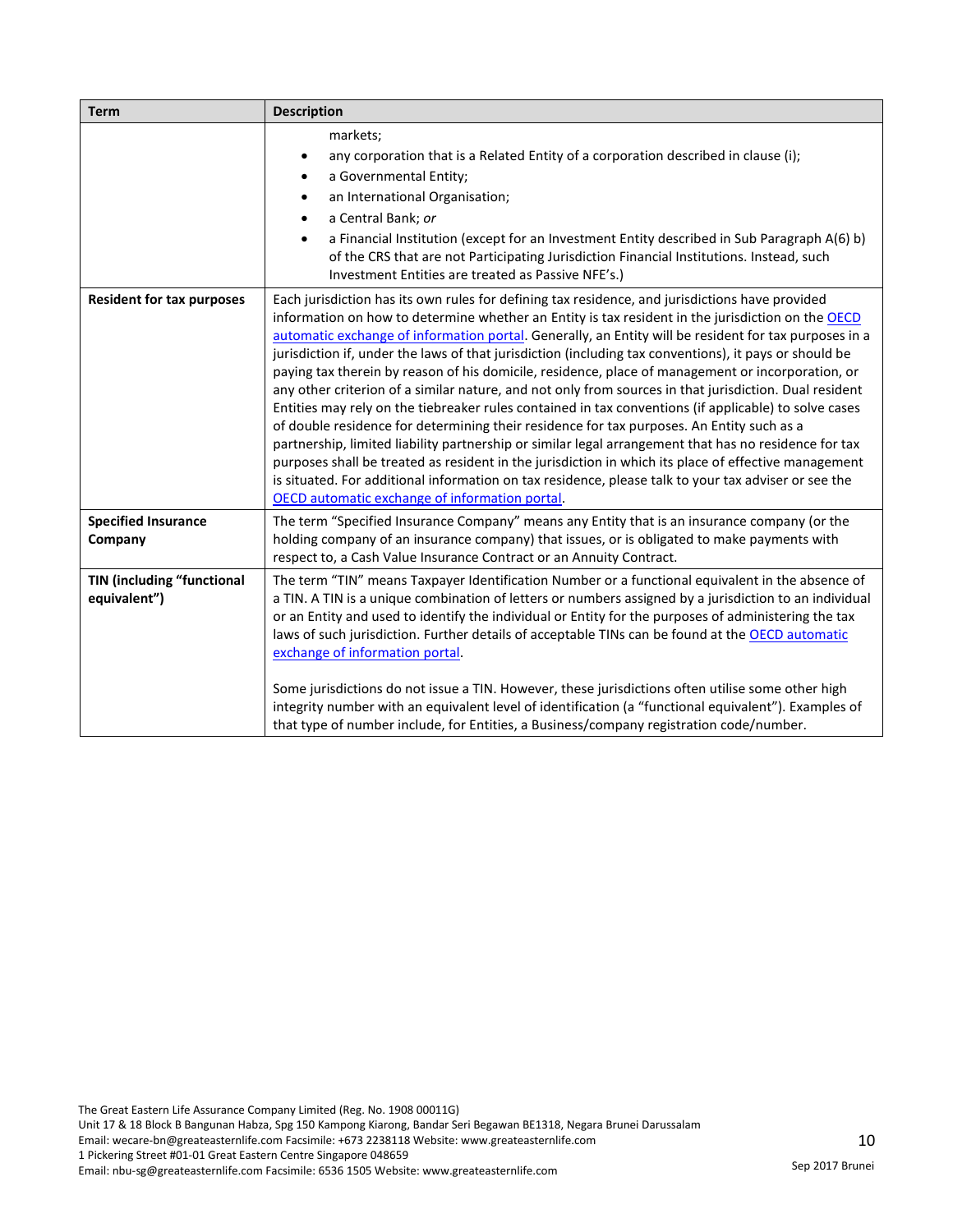| Term | Description |
|---|---|
| | markets;<br>• any corporation that is a Related Entity of a corporation described in clause (i);<br>• a Governmental Entity;<br>• an International Organisation;<br>• a Central Bank; *or*<br>• a Financial Institution (except for an Investment Entity described in Sub Paragraph A(6) b) of the CRS that are not Participating Jurisdiction Financial Institutions. Instead, such Investment Entities are treated as Passive NFE's.) |
| **Resident for tax purposes** | Each jurisdiction has its own rules for defining tax residence, and jurisdictions have provided information on how to determine whether an Entity is tax resident in the jurisdiction on the OECD automatic exchange of information portal. Generally, an Entity will be resident for tax purposes in a jurisdiction if, under the laws of that jurisdiction (including tax conventions), it pays or should be paying tax therein by reason of his domicile, residence, place of management or incorporation, or any other criterion of a similar nature, and not only from sources in that jurisdiction. Dual resident Entities may rely on the tiebreaker rules contained in tax conventions (if applicable) to solve cases of double residence for determining their residence for tax purposes. An Entity such as a partnership, limited liability partnership or similar legal arrangement that has no residence for tax purposes shall be treated as resident in the jurisdiction in which its place of effective management is situated. For additional information on tax residence, please talk to your tax adviser or see the OECD automatic exchange of information portal. |
| **Specified Insurance Company** | The term "Specified Insurance Company" means any Entity that is an insurance company (or the holding company of an insurance company) that issues, or is obligated to make payments with respect to, a Cash Value Insurance Contract or an Annuity Contract. |
| **TIN (including "functional equivalent")** | The term "TIN" means Taxpayer Identification Number or a functional equivalent in the absence of a TIN. A TIN is a unique combination of letters or numbers assigned by a jurisdiction to an individual or an Entity and used to identify the individual or Entity for the purposes of administering the tax laws of such jurisdiction. Further details of acceptable TINs can be found at the OECD automatic exchange of information portal.<br><br>Some jurisdictions do not issue a TIN. However, these jurisdictions often utilise some other high integrity number with an equivalent level of identification (a "functional equivalent"). Examples of that type of number include, for Entities, a Business/company registration code/number. |

The Great Eastern Life Assurance Company Limited (Reg. No. 1908 00011G)
Unit 17 & 18 Block B Bangunan Habza, Spg 150 Kampong Kiarong, Bandar Seri Begawan BE1318, Negara Brunei Darussalam
Email: wecare-bn@greateasternlife.com Facsimile: +673 2238118 Website: www.greateasternlife.com
1 Pickering Street #01-01 Great Eastern Centre Singapore 048659
Email: nbu-sg@greateasternlife.com Facsimile: 6536 1505 Website: www.greateasternlife.com

Sep 2017 Brunei